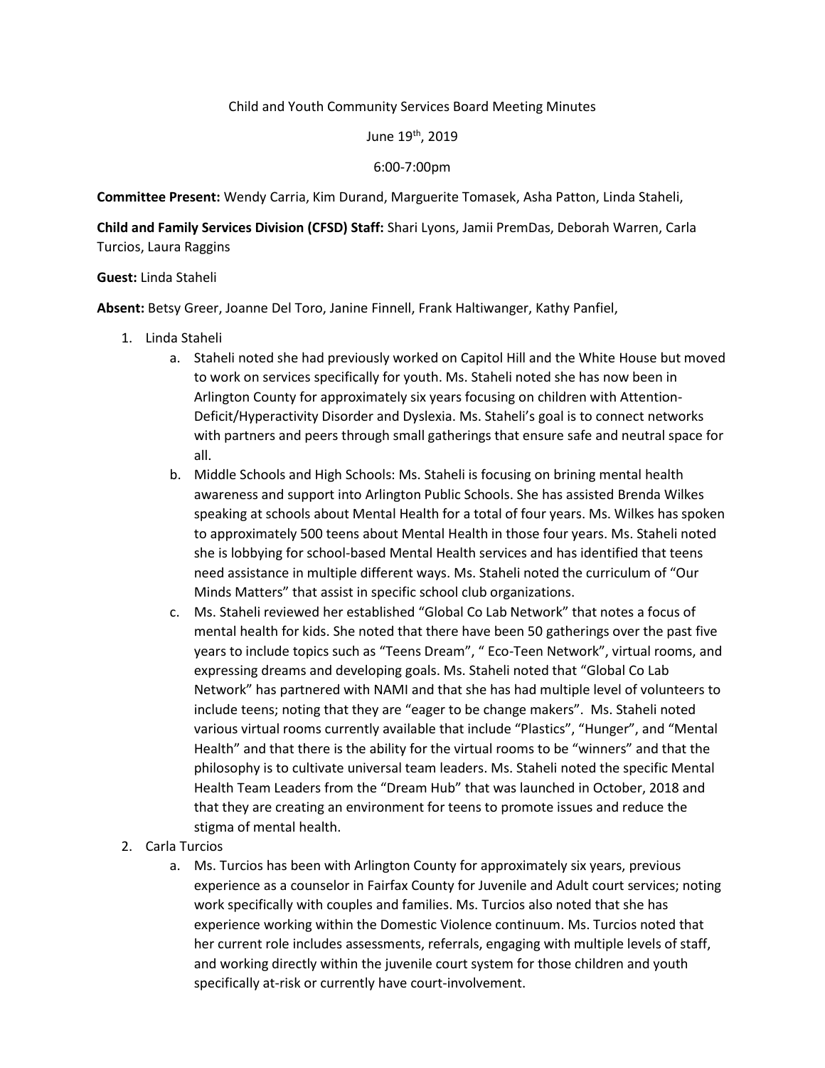Child and Youth Community Services Board Meeting Minutes

June 19th, 2019

6:00-7:00pm

**Committee Present:** Wendy Carria, Kim Durand, Marguerite Tomasek, Asha Patton, Linda Staheli,

**Child and Family Services Division (CFSD) Staff:** Shari Lyons, Jamii PremDas, Deborah Warren, Carla Turcios, Laura Raggins

**Guest:** Linda Staheli

**Absent:** Betsy Greer, Joanne Del Toro, Janine Finnell, Frank Haltiwanger, Kathy Panfiel,

1. Linda Staheli
   a. Staheli noted she had previously worked on Capitol Hill and the White House but moved to work on services specifically for youth. Ms. Staheli noted she has now been in Arlington County for approximately six years focusing on children with Attention-Deficit/Hyperactivity Disorder and Dyslexia. Ms. Staheli's goal is to connect networks with partners and peers through small gatherings that ensure safe and neutral space for all.
   b. Middle Schools and High Schools: Ms. Staheli is focusing on brining mental health awareness and support into Arlington Public Schools. She has assisted Brenda Wilkes speaking at schools about Mental Health for a total of four years. Ms. Wilkes has spoken to approximately 500 teens about Mental Health in those four years. Ms. Staheli noted she is lobbying for school-based Mental Health services and has identified that teens need assistance in multiple different ways. Ms. Staheli noted the curriculum of "Our Minds Matters" that assist in specific school club organizations.
   c. Ms. Staheli reviewed her established "Global Co Lab Network" that notes a focus of mental health for kids. She noted that there have been 50 gatherings over the past five years to include topics such as "Teens Dream", " Eco-Teen Network", virtual rooms, and expressing dreams and developing goals. Ms. Staheli noted that "Global Co Lab Network" has partnered with NAMI and that she has had multiple level of volunteers to include teens; noting that they are "eager to be change makers". Ms. Staheli noted various virtual rooms currently available that include "Plastics", "Hunger", and "Mental Health" and that there is the ability for the virtual rooms to be "winners" and that the philosophy is to cultivate universal team leaders. Ms. Staheli noted the specific Mental Health Team Leaders from the "Dream Hub" that was launched in October, 2018 and that they are creating an environment for teens to promote issues and reduce the stigma of mental health.
2. Carla Turcios
   a. Ms. Turcios has been with Arlington County for approximately six years, previous experience as a counselor in Fairfax County for Juvenile and Adult court services; noting work specifically with couples and families. Ms. Turcios also noted that she has experience working within the Domestic Violence continuum. Ms. Turcios noted that her current role includes assessments, referrals, engaging with multiple levels of staff, and working directly within the juvenile court system for those children and youth specifically at-risk or currently have court-involvement.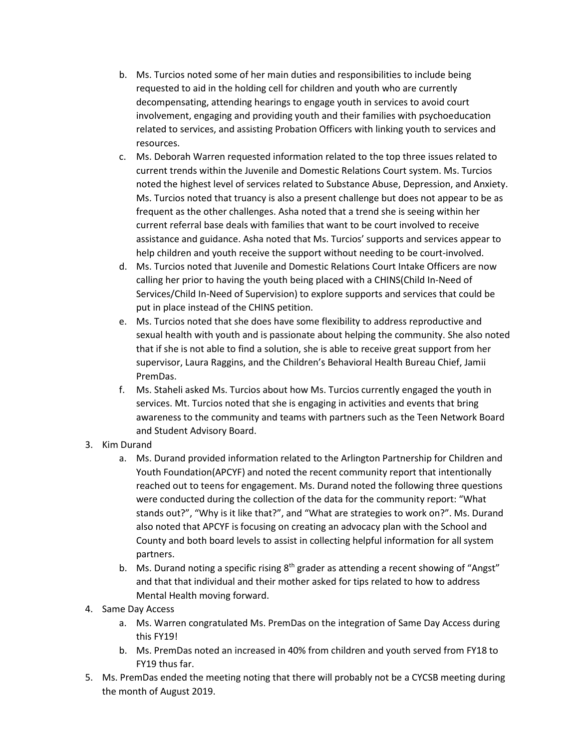b. Ms. Turcios noted some of her main duties and responsibilities to include being requested to aid in the holding cell for children and youth who are currently decompensating, attending hearings to engage youth in services to avoid court involvement, engaging and providing youth and their families with psychoeducation related to services, and assisting Probation Officers with linking youth to services and resources.

c. Ms. Deborah Warren requested information related to the top three issues related to current trends within the Juvenile and Domestic Relations Court system. Ms. Turcios noted the highest level of services related to Substance Abuse, Depression, and Anxiety. Ms. Turcios noted that truancy is also a present challenge but does not appear to be as frequent as the other challenges. Asha noted that a trend she is seeing within her current referral base deals with families that want to be court involved to receive assistance and guidance. Asha noted that Ms. Turcios' supports and services appear to help children and youth receive the support without needing to be court-involved.

d. Ms. Turcios noted that Juvenile and Domestic Relations Court Intake Officers are now calling her prior to having the youth being placed with a CHINS(Child In-Need of Services/Child In-Need of Supervision) to explore supports and services that could be put in place instead of the CHINS petition.

e. Ms. Turcios noted that she does have some flexibility to address reproductive and sexual health with youth and is passionate about helping the community. She also noted that if she is not able to find a solution, she is able to receive great support from her supervisor, Laura Raggins, and the Children's Behavioral Health Bureau Chief, Jamii PremDas.

f. Ms. Staheli asked Ms. Turcios about how Ms. Turcios currently engaged the youth in services. Mt. Turcios noted that she is engaging in activities and events that bring awareness to the community and teams with partners such as the Teen Network Board and Student Advisory Board.

3. Kim Durand
   a. Ms. Durand provided information related to the Arlington Partnership for Children and Youth Foundation(APCYF) and noted the recent community report that intentionally reached out to teens for engagement. Ms. Durand noted the following three questions were conducted during the collection of the data for the community report: "What stands out?", "Why is it like that?", and "What are strategies to work on?". Ms. Durand also noted that APCYF is focusing on creating an advocacy plan with the School and County and both board levels to assist in collecting helpful information for all system partners.
   b. Ms. Durand noting a specific rising 8th grader as attending a recent showing of "Angst" and that that individual and their mother asked for tips related to how to address Mental Health moving forward.
4. Same Day Access
   a. Ms. Warren congratulated Ms. PremDas on the integration of Same Day Access during this FY19!
   b. Ms. PremDas noted an increased in 40% from children and youth served from FY18 to FY19 thus far.
5. Ms. PremDas ended the meeting noting that there will probably not be a CYCSB meeting during the month of August 2019.